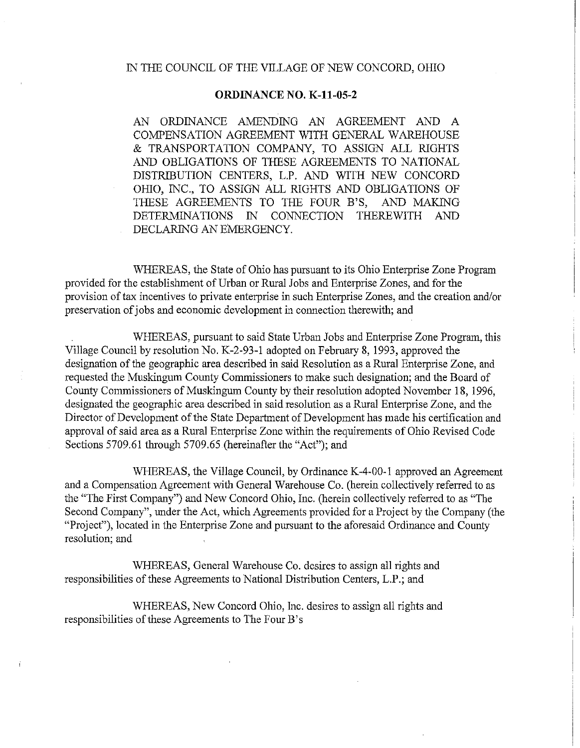IN THE COUNCIL OF THE VILLAGE OF NEW CONCORD, OHIO

# ORDINANCE NO. K-11-05-2

AN ORDINANCE AMENDING AN AGREEMENT AND A COMPENSATION AGREEMENT WITH GENERAL WAREHOUSE & TRANSPORTATION COMPANY, TO ASSIGN ALL RIGHTS AND OBLIGATIONS OF THESE AGREEMENTS TO NATIONAL DISTRIBUTION CENTERS, L.P. AND WITH NEW CONCORD OHIO, INC., TO ASSIGN ALL RIGHTS AND OBLIGATIONS OF THESE AGREEMENTS TO THE FOUR B'S, AND MAKING DETERMINATIONS IN CONNECTION THEREWITH AND DECLARING AN EMERGENCY.

WHEREAS, the State of Ohio has pursuant to its Ohio Enterprise Zone Program provided for the establishment of Urban or Rural Jobs and Enterprise Zones, and for the provision of tax incentives to private enterprise in such Enterprise Zones, and the creation and/or preservation of jobs and economic development in connection therewith; and

WHEREAS, pursuant to said State Urban Jobs and Enterprise Zone Program, this Village Council by resolution No. K-2-93-1 adopted on February 8, 1993, approved the designation of the geographic area described in said Resolution as a Rural Enterprise Zone, and requested the Muskingum County Commissioners to make such designation; and the Board of County Commissioners of Muskingum County by their resolution adopted November 18, 1996, designated the geographic area described in said resolution as a Rural Enterprise Zone, and the Director of Development of the State Department of Development has made his certification and approval of said area as a Rural Enterprise Zone within the requirements of Ohio Revised Code Sections 5709.61 through 5709.65 (hereinafter the "Act"); and

WHEREAS, the Village Council, by Ordinance K-4-00-1 approved an Agreement and a Compensation Agreement with General Warehouse Co. (herein collectively referred to as the "The First Company") and New Concord Ohio, Inc. (herein collectively referred to as "The Second Company", under the Act, which Agreements provided for a Project by the Company (the "Project"), located in the Enterprise Zone and pursuant to the aforesaid Ordinance and County resolution; and

WHEREAS, General Warehouse Co. desires to assign all rights and responsibilities of these Agreements to National Distribution Centers, L.P.; and

WHEREAS, New Concord Ohio, Inc. desires to assign all rights and responsibilities of these Agreements to The Four B's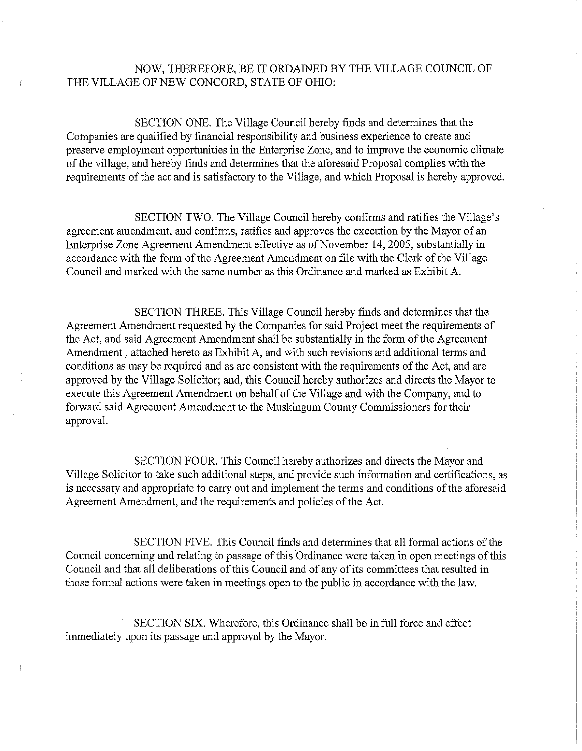NOW, THEREFORE, BE IT ORDAINED BY THE VILLAGE COUNCIL OF THE VILLAGE OF NEW CONCORD, STATE OF OHIO:

SECTION ONE. The Village Council hereby finds and determines that the Companies are qualified by financial responsibility and business experience to create and preserve employment opportunities in the Enterprise Zone, and to improve the economic climate of the village, and hereby finds and determines that the aforesaid Proposal complies with the requirements of the act and is satisfactory to the Village, and which Proposal is hereby approved.

SECTION TWO. The Village Council hereby confirms and ratifies the Village's agreement amendment, and confirms, ratifies and approves the execution by the Mayor of an Enterprise Zone Agreement Amendment effective as of November 14, 2005, substantially in accordance with the form of the Agreement Amendment on file with the Clerk of the Village Council and marked with the same number as this Ordinance and marked as Exhibit A.

SECTION THREE. This Village Council hereby finds and determines that the Agreement Amendment requested by the Companies for said Project meet the requirements of the Act, and said Agreement Amendment shall be substantially in the form of the Agreement Amendment , attached hereto as Exhibit A, and with such revisions and additional terms and conditions as may be required and as are consistent with the requirements of the Act, and are approved by the Village Solicitor; and, this Council hereby authorizes and directs the Mayor to execute this Agreement Amendment on behalf of the Village and with the Company, and to forward said Agreement Amendment to the Muskingum County Commissioners for their approval.

SECTION FOUR. This Council hereby authorizes and directs the Mayor and Village Solicitor to take such additional steps, and provide such information and certifications, as is necessary and appropriate to carry out and implement the terms and conditions of the aforesaid Agreement Amendment, and the requirements and policies of the Act.

SECTION FIVE. This Council finds and determines that all formal actions of the Council concerning and relating to passage of this Ordinance were taken in open meetings of this Council and that all deliberations of this Council and of any of its committees that resulted in those formal actions were taken in meetings open to the public in accordance with the law.

SECTION SIX. Wherefore, this Ordinance shall be in full force and effect immediately upon its passage and approval by the Mayor.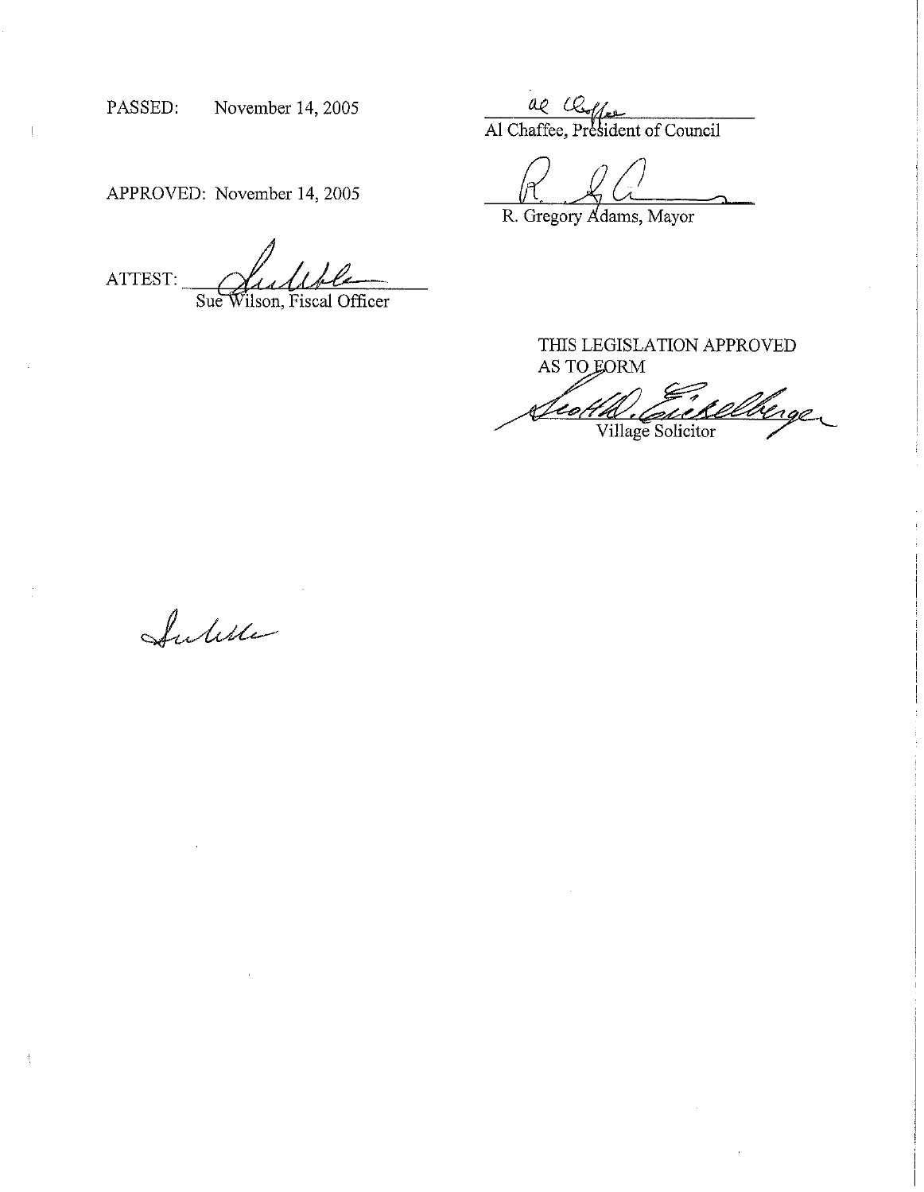PASSED: November 14, 2005

Al Chaffee, President of Council

APPROVED: November 14, 2005

R. Gregory Adams, Mayor

ATTEST:

Sue Wilson, Fiscal Officer

THIS LEGISLATION APPROVED AS TO FORM

Village Solicitor